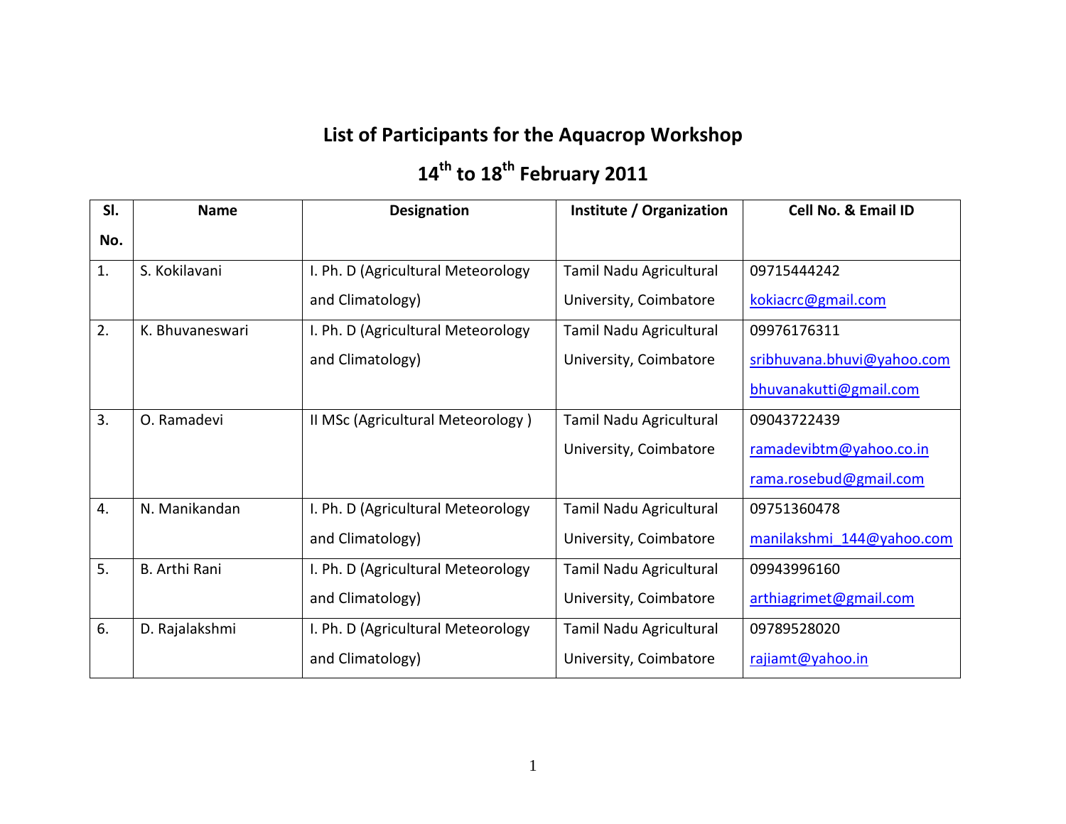# List of Participants for the Aquacrop Workshop

## 14th to 18th February 2011

| Sl. No. | Name | Designation | Institute / Organization | Cell No. & Email ID |
|---|---|---|---|---|
| 1. | S. Kokilavani | I. Ph. D (Agricultural Meteorology and Climatology) | Tamil Nadu Agricultural University, Coimbatore | 09715444242 kokiacrc@gmail.com |
| 2. | K. Bhuvaneswari | I. Ph. D (Agricultural Meteorology and Climatology) | Tamil Nadu Agricultural University, Coimbatore | 09976176311 sribhuvana.bhuvi@yahoo.com bhuvanakutti@gmail.com |
| 3. | O. Ramadevi | II MSc (Agricultural Meteorology ) | Tamil Nadu Agricultural University, Coimbatore | 09043722439 ramadevibtm@yahoo.co.in rama.rosebud@gmail.com |
| 4. | N. Manikandan | I. Ph. D (Agricultural Meteorology and Climatology) | Tamil Nadu Agricultural University, Coimbatore | 09751360478 manilakshmi_144@yahoo.com |
| 5. | B. Arthi Rani | I. Ph. D (Agricultural Meteorology and Climatology) | Tamil Nadu Agricultural University, Coimbatore | 09943996160 arthiagrimet@gmail.com |
| 6. | D. Rajalakshmi | I. Ph. D (Agricultural Meteorology and Climatology) | Tamil Nadu Agricultural University, Coimbatore | 09789528020 rajiamt@yahoo.in |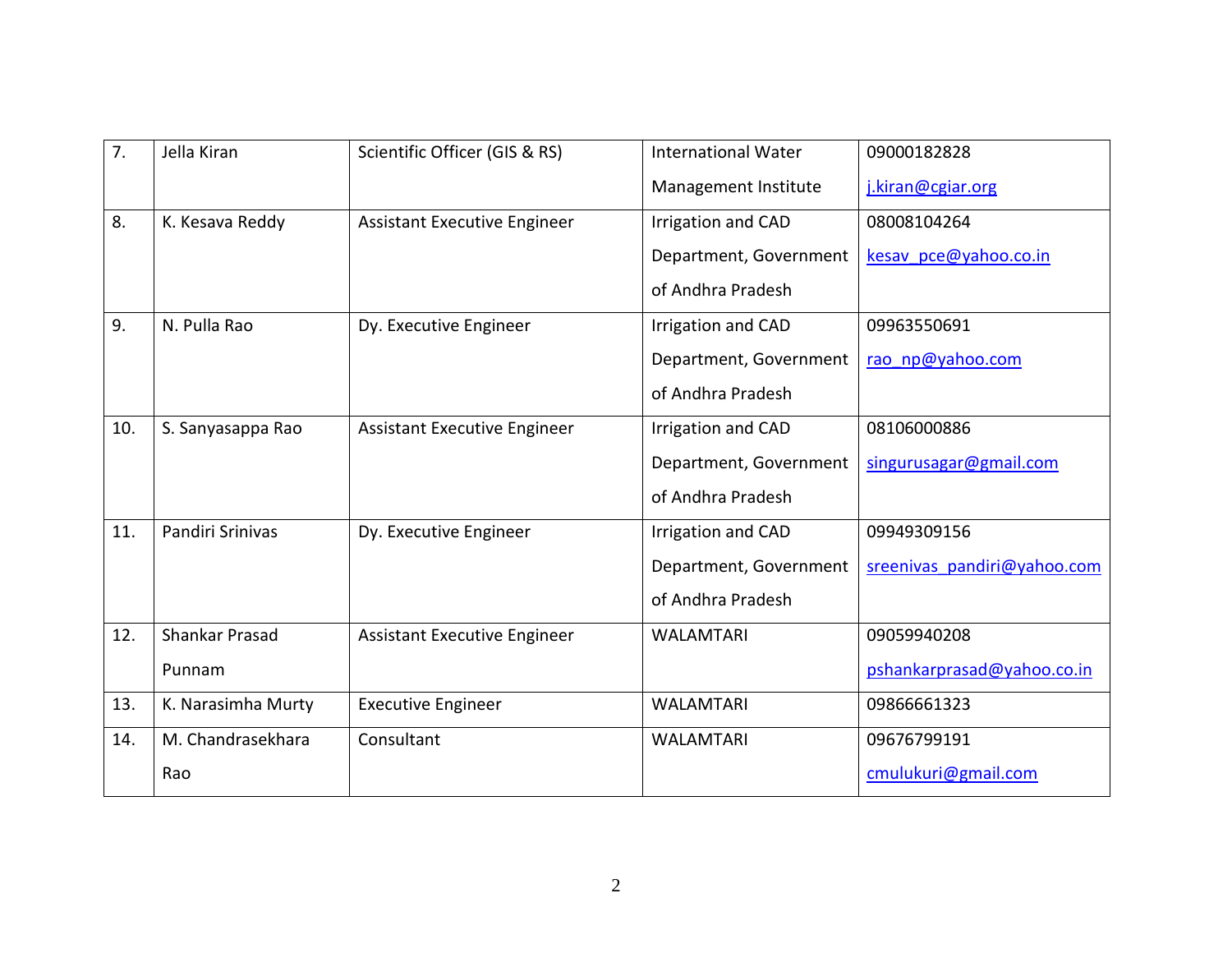| 7. | Jella Kiran | Scientific Officer (GIS & RS) | International Water Management Institute | 09000182828 j.kiran@cgiar.org |
|---|---|---|---|---|
| 8. | K. Kesava Reddy | Assistant Executive Engineer | Irrigation and CAD Department, Government of Andhra Pradesh | 08008104264 kesav_pce@yahoo.co.in |
| 9. | N. Pulla Rao | Dy. Executive Engineer | Irrigation and CAD Department, Government of Andhra Pradesh | 09963550691 rao_np@yahoo.com |
| 10. | S. Sanyasappa Rao | Assistant Executive Engineer | Irrigation and CAD Department, Government of Andhra Pradesh | 08106000886 singurusagar@gmail.com |
| 11. | Pandiri Srinivas | Dy. Executive Engineer | Irrigation and CAD Department, Government of Andhra Pradesh | 09949309156 sreenivas_pandiri@yahoo.com |
| 12. | Shankar Prasad Punnam | Assistant Executive Engineer | WALAMTARI | 09059940208 pshankarprasad@yahoo.co.in |
| 13. | K. Narasimha Murty | Executive Engineer | WALAMTARI | 09866661323 |
| 14. | M. Chandrasekhara Rao | Consultant | WALAMTARI | 09676799191 cmulukuri@gmail.com |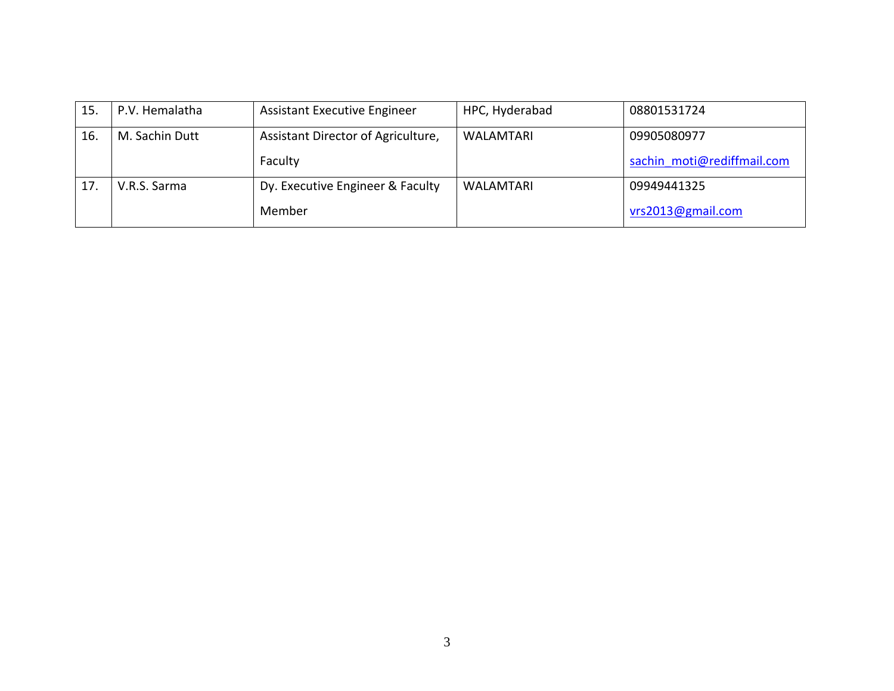| | | | | |
|---|---|---|---|---|
| 15. | P.V. Hemalatha | Assistant Executive Engineer | HPC, Hyderabad | 08801531724 |
| 16. | M. Sachin Dutt | Assistant Director of Agriculture, Faculty | WALAMTARI | 09905080977 sachin_moti@rediffmail.com |
| 17. | V.R.S. Sarma | Dy. Executive Engineer & Faculty Member | WALAMTARI | 09949441325 vrs2013@gmail.com |